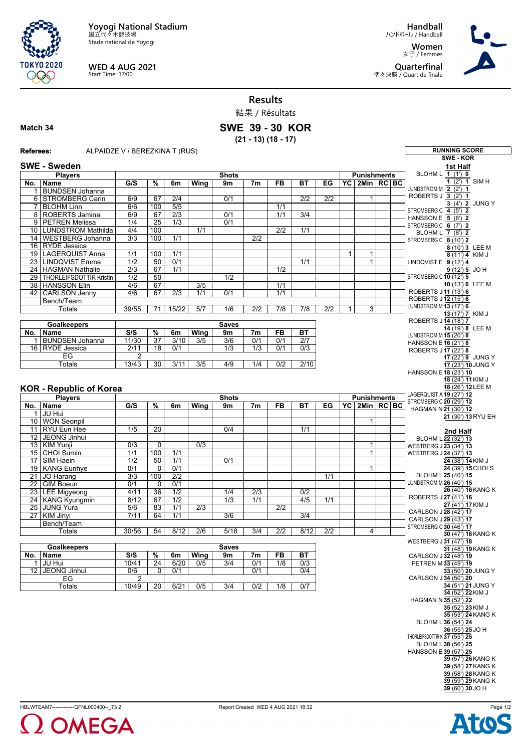Yoyogi National Stadium
国立代々木競技場
Stade national de Yoyogi

WED 4 AUG 2021
Start Time: 17:00

Handball
ハンドボール / Handball

Women
女子 / Femmes

Quarterfinal
準々決勝 / Quart de finale

# Results
結果 / Résultats

**Match 34**

## SWE 39 - 30 KOR
**(21 - 13) (18 - 17)**

**Referees:** ALPAIDZE V / BEREZKINA T (RUS)

### SWE - Sweden

| No. | Name | G/S | % | 6m | Wing | 9m | 7m | FB | BT | EG | YC | 2Min | RC | BC |
|---|---|---|---|---|---|---|---|---|---|---|---|---|---|---|
| 1 | BUNDSEN Johanna | | | | | | | | | | | | | |
| 6 | STROMBERG Carin | 6/9 | 67 | 2/4 | | 0/1 | | | 2/2 | 2/2 | | 1 | | |
| 7 | BLOHM Linn | 6/6 | 100 | 5/5 | | | | 1/1 | | | | | | |
| 8 | ROBERTS Jamina | 6/9 | 67 | 2/3 | | 0/1 | | 1/1 | 3/4 | | | | | |
| 9 | PETREN Melissa | 1/4 | 25 | 1/3 | | 0/1 | | | | | | | | |
| 10 | LUNDSTROM Mathilda | 4/4 | 100 | | 1/1 | | | 2/2 | 1/1 | | | | | |
| 14 | WESTBERG Johanna | 3/3 | 100 | 1/1 | | | 2/2 | | | | | | | |
| 16 | RYDE Jessica | | | | | | | | | | | | | |
| 19 | LAGERQUIST Anna | 1/1 | 100 | 1/1 | | | | | | | 1 | 1 | | |
| 23 | LINDQVIST Emma | 1/2 | 50 | 0/1 | | | | | 1/1 | | | 1 | | |
| 24 | HAGMAN Nathalie | 2/3 | 67 | 1/1 | | | | 1/2 | | | | | | |
| 29 | THORLEIFSDOTTIR Kristin | 1/2 | 50 | | | 1/2 | | | | | | | | |
| 38 | HANSSON Elin | 4/6 | 67 | | 3/5 | | | 1/1 | | | | | | |
| 42 | CARLSON Jenny | 4/6 | 67 | 2/3 | 1/1 | 0/1 | | 1/1 | | | | | | |
| | Bench/Team | | | | | | | | | | | | | |
| | Totals | 39/55 | 71 | 15/22 | 5/7 | 1/6 | 2/2 | 7/8 | 7/8 | 2/2 | 1 | 3 | | |

| No. | Goalkeepers | S/S | % | 6m | Wing | 9m | 7m | FB | BT |
|---|---|---|---|---|---|---|---|---|---|
| 1 | BUNDSEN Johanna | 11/30 | 37 | 3/10 | 3/5 | 3/6 | 0/1 | 0/1 | 2/7 |
| 16 | RYDE Jessica | 2/11 | 18 | 0/1 | | 1/3 | 1/3 | 0/1 | 0/3 |
| | EG | 2 | | | | | | | |
| | Totals | 13/43 | 30 | 3/11 | 3/5 | 4/9 | 1/4 | 0/2 | 2/10 |

### KOR - Republic of Korea

| No. | Name | G/S | % | 6m | Wing | 9m | 7m | FB | BT | EG | YC | 2Min | RC | BC |
|---|---|---|---|---|---|---|---|---|---|---|---|---|---|---|
| 1 | JU Hui | | | | | | | | | | | | | |
| 10 | WON Seonpil | | | | | | | | | | | 1 | | |
| 11 | RYU Eun Hee | 1/5 | 20 | | | 0/4 | | | 1/1 | | | | | |
| 12 | JEONG Jinhui | | | | | | | | | | | | | |
| 13 | KIM Yunji | 0/3 | 0 | | 0/3 | | | | | | | 1 | | |
| 15 | CHOI Sumin | 1/1 | 100 | 1/1 | | | | | | | | 1 | | |
| 17 | SIM Haein | 1/2 | 50 | 1/1 | | 0/1 | | | | | | | | |
| 19 | KANG Eunhye | 0/1 | 0 | 0/1 | | | | | | | | 1 | | |
| 21 | JO Harang | 3/3 | 100 | 2/2 | | | | | | 1/1 | | | | |
| 22 | GIM Boeun | 0/1 | 0 | 0/1 | | | | | | | | | | |
| 23 | LEE Migyeong | 4/11 | 36 | 1/2 | | 1/4 | 2/3 | | 0/2 | | | | | |
| 24 | KANG Kyungmin | 8/12 | 67 | 1/2 | | 1/3 | 1/1 | | 4/5 | 1/1 | | | | |
| 25 | JUNG Yura | 5/6 | 83 | 1/1 | 2/3 | | | 2/2 | | | | | | |
| 27 | KIM Jinyi | 7/11 | 64 | 1/1 | | 3/6 | | | 3/4 | | | | | |
| | Bench/Team | | | | | | | | | | | | | |
| | Totals | 30/56 | 54 | 8/12 | 2/6 | 5/18 | 3/4 | 2/2 | 8/12 | 2/2 | | 4 | | |

| No. | Goalkeepers | S/S | % | 6m | Wing | 9m | 7m | FB | BT |
|---|---|---|---|---|---|---|---|---|---|
| 1 | JU Hui | 10/41 | 24 | 6/20 | 0/5 | 3/4 | 0/1 | 1/8 | 0/3 |
| 12 | JEONG Jinhui | 0/6 | 0 | 0/1 | | | 0/1 | | 0/4 |
| | EG | 2 | | | | | | | |
| | Totals | 10/49 | 20 | 6/21 | 0/5 | 3/4 | 0/2 | 1/8 | 0/7 |

### RUNNING SCORE
SWE - KOR

**1st Half**

| SWE | Score | KOR |
|---|---|---|
| BLOHM L | 1 (1') 0 | |
| | 1 (2') 1 | SIM H |
| LUNDSTROM M | 2 (2') 1 | |
| ROBERTS J | 3 (2') 1 | |
| | 3 (4') 2 | JUNG Y |
| STROMBERG C | 4 (5') 2 | |
| HANSSON E | 5 (6') 2 | |
| STROMBERG C | 6 (7') 2 | |
| BLOHM L | 7 (8') 2 | |
| STROMBERG C | 8 (10') 2 | |
| | 8 (10') 3 | LEE M |
| | 8 (11') 4 | KIM J |
| LINDQVIST E | 9 (12') 4 | |
| | 9 (12') 5 | JO H |
| STROMBERG C | 10 (12') 5 | |
| | 10 (13') 6 | LEE M |
| ROBERTS J | 11 (13') 6 | |
| ROBERTS J | 12 (15') 6 | |
| LUNDSTROM M | 13 (17') 6 | |
| | 13 (17') 7 | KIM J |
| ROBERTS J | 14 (18') 7 | |
| | 14 (19') 8 | LEE M |
| LUNDSTROM M | 15 (20') 8 | |
| HANSSON E | 16 (21') 8 | |
| ROBERTS J | 17 (22') 8 | |
| | 17 (22') 9 | JUNG Y |
| | 17 (23') 10 | JUNG Y |
| HANSSON E | 18 (23') 10 | |
| | 18 (24') 11 | KIM J |
| | 18 (26') 12 | LEE M |
| LAGERQUIST A | 19 (27') 12 | |
| STROMBERG C | 20 (29') 12 | |
| HAGMAN N | 21 (30') 12 | |
| | 21 (30') 13 | RYU EH |

**2nd Half**

| SWE | Score | KOR |
|---|---|---|
| BLOHM L | 22 (32') 13 | |
| WESTBERG J | 23 (34') 13 | |
| WESTBERG J | 24 (37') 13 | |
| | 24 (38') 14 | KIM J |
| | 24 (39') 15 | CHOI S |
| BLOHM L | 25 (40') 15 | |
| LUNDSTROM M | 26 (40') 15 | |
| | 26 (40') 16 | KANG K |
| ROBERTS J | 27 (41') 16 | |
| | 27 (41') 17 | KIM J |
| CARLSON J | 28 (42') 17 | |
| CARLSON J | 29 (43') 17 | |
| STROMBERG C | 30 (46') 17 | |
| | 30 (47') 18 | KANG K |
| WESTBERG J | 31 (47') 18 | |
| | 31 (48') 19 | KANG K |
| CARLSON J | 32 (48') 19 | |
| PETREN M | 33 (49') 19 | |
| | 33 (50') 20 | JUNG Y |
| CARLSON J | 34 (50') 20 | |
| | 34 (51') 21 | JUNG Y |
| | 34 (52') 22 | KIM J |
| HAGMAN N | 35 (52') 22 | |
| | 35 (52') 23 | KIM J |
| | 35 (53') 24 | KANG K |
| BLOHM L | 36 (54') 24 | |
| | 36 (55') 25 | JO H |
| THORLEIFSDOTTIR K | 37 (55') 25 | |
| BLOHM L | 38 (56') 25 | |
| HANSSON E | 39 (57') 25 | |
| | 39 (57') 26 | KANG K |
| | 39 (58') 27 | KANG K |
| | 39 (58') 28 | KANG K |
| | 39 (59') 29 | KANG K |
| | 39 (60') 30 | JO H |

HBLWTEAM7-------------QFNL000400--_73 2 Report Created WED 4 AUG 2021 18:32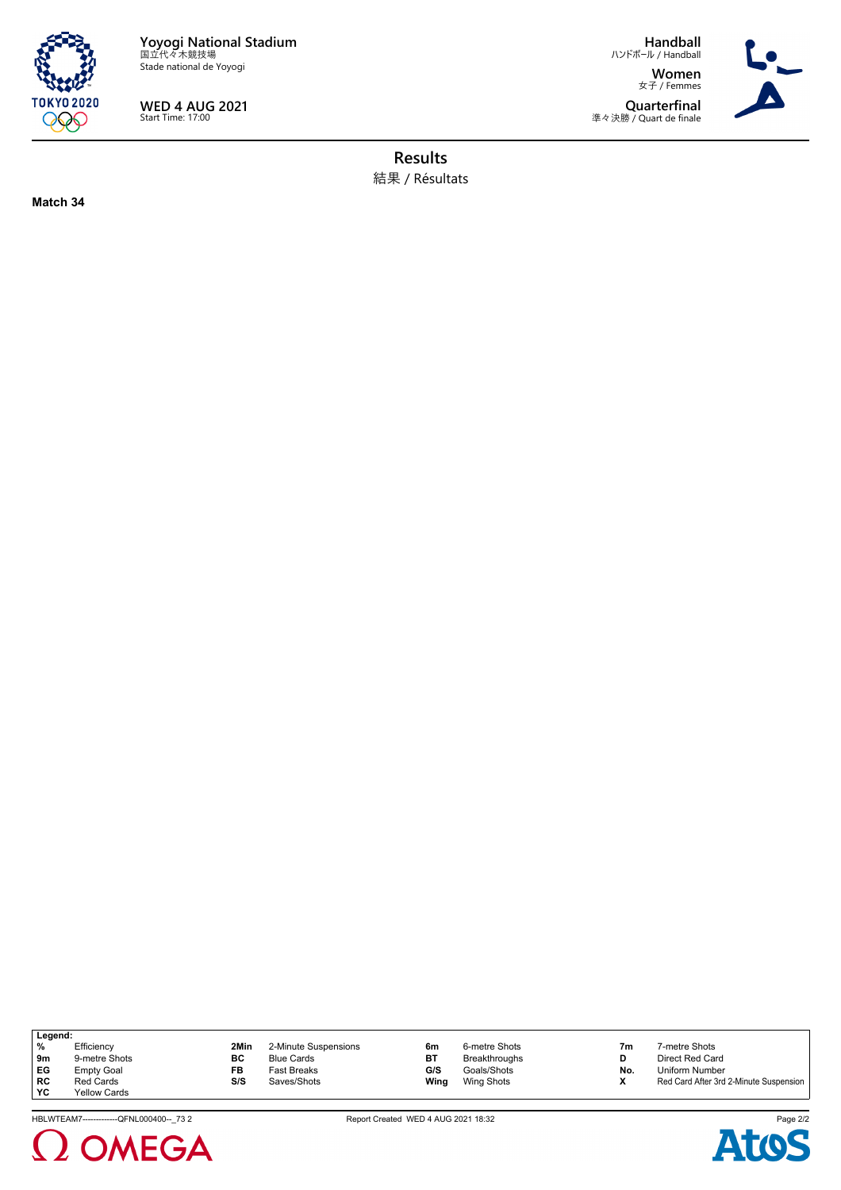Yoyogi National Stadium
国立代々木競技場
Stade national de Yoyogi

WED 4 AUG 2021
Start Time: 17:00

Handball
ハンドボール / Handball

Women
女子 / Femmes

Quarterfinal
準々決勝 / Quart de finale

## Results
結果 / Résultats

**Match 34**

**Legend:**

| | | | | | | | |
|---|---|---|---|---|---|---|---|
| **%** | Efficiency | **2Min** | 2-Minute Suspensions | **6m** | 6-metre Shots | **7m** | 7-metre Shots |
| **9m** | 9-metre Shots | **BC** | Blue Cards | **BT** | Breakthroughs | **D** | Direct Red Card |
| **EG** | Empty Goal | **FB** | Fast Breaks | **G/S** | Goals/Shots | **No.** | Uniform Number |
| **RC** | Red Cards | **S/S** | Saves/Shots | **Wing** | Wing Shots | **X** | Red Card After 3rd 2-Minute Suspension |
| **YC** | Yellow Cards | | | | | | |

HBLWTEAM7-------------QFNL000400--_73 2 Report Created WED 4 AUG 2021 18:32